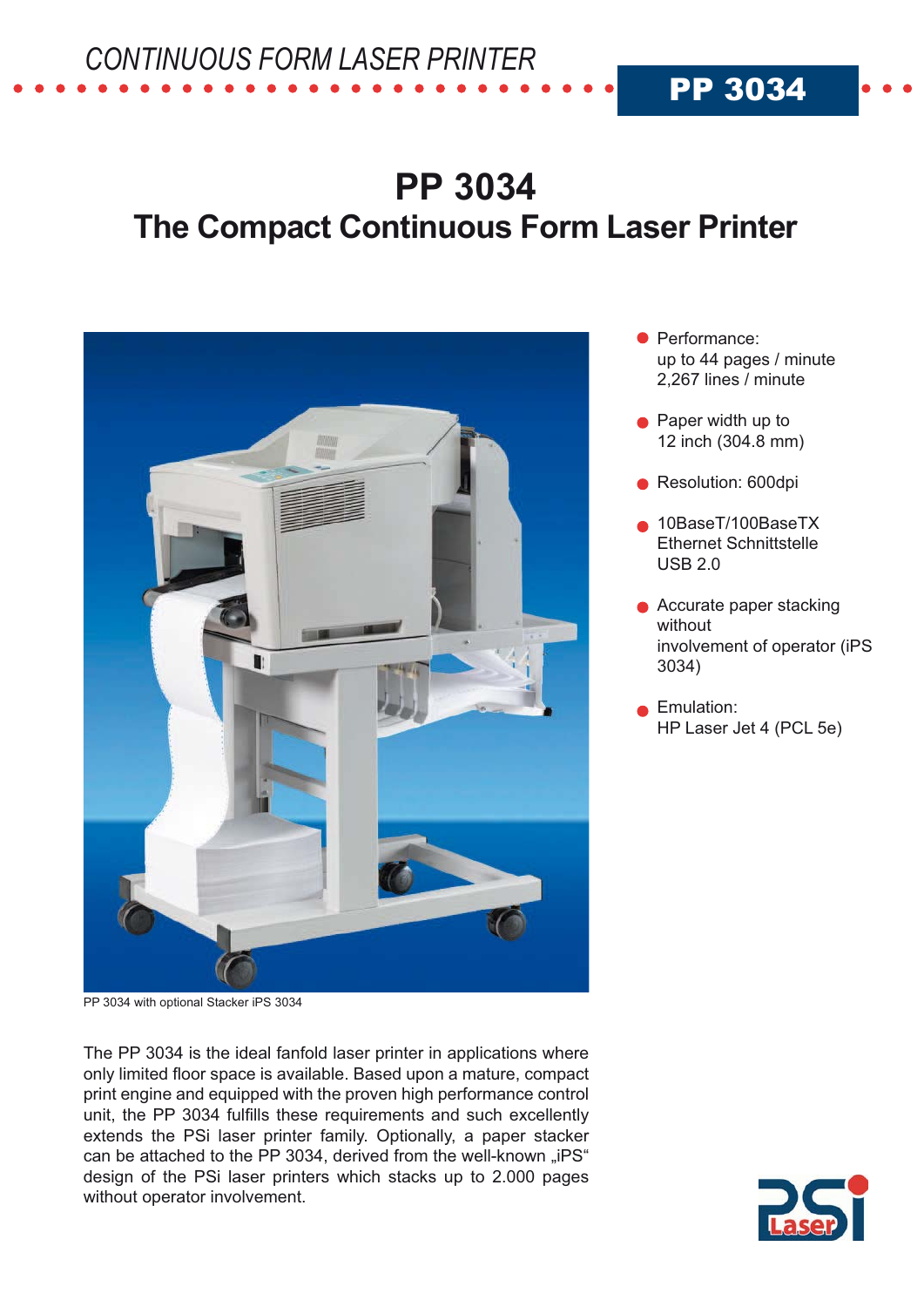*CONTINUOUS FORM LASER PRINTER*

**PP 3034**

# PP 3034
## The Compact Continuous Form Laser Printer

PP 3034 with optional Stacker iPS 3034

- Performance:
  up to 44 pages / minute
  2,267 lines / minute
- Paper width up to
  12 inch (304.8 mm)
- Resolution: 600dpi
- 10BaseT/100BaseTX
  Ethernet Schnittstelle
  USB 2.0
- Accurate paper stacking
  without
  involvement of operator (iPS 3034)
- Emulation:
  HP Laser Jet 4 (PCL 5e)

The PP 3034 is the ideal fanfold laser printer in applications where only limited floor space is available. Based upon a mature, compact print engine and equipped with the proven high performance control unit, the PP 3034 fulfills these requirements and such excellently extends the PSi laser printer family. Optionally, a paper stacker can be attached to the PP 3034, derived from the well-known „iPS" design of the PSi laser printers which stacks up to 2.000 pages without operator involvement.

PSi Laser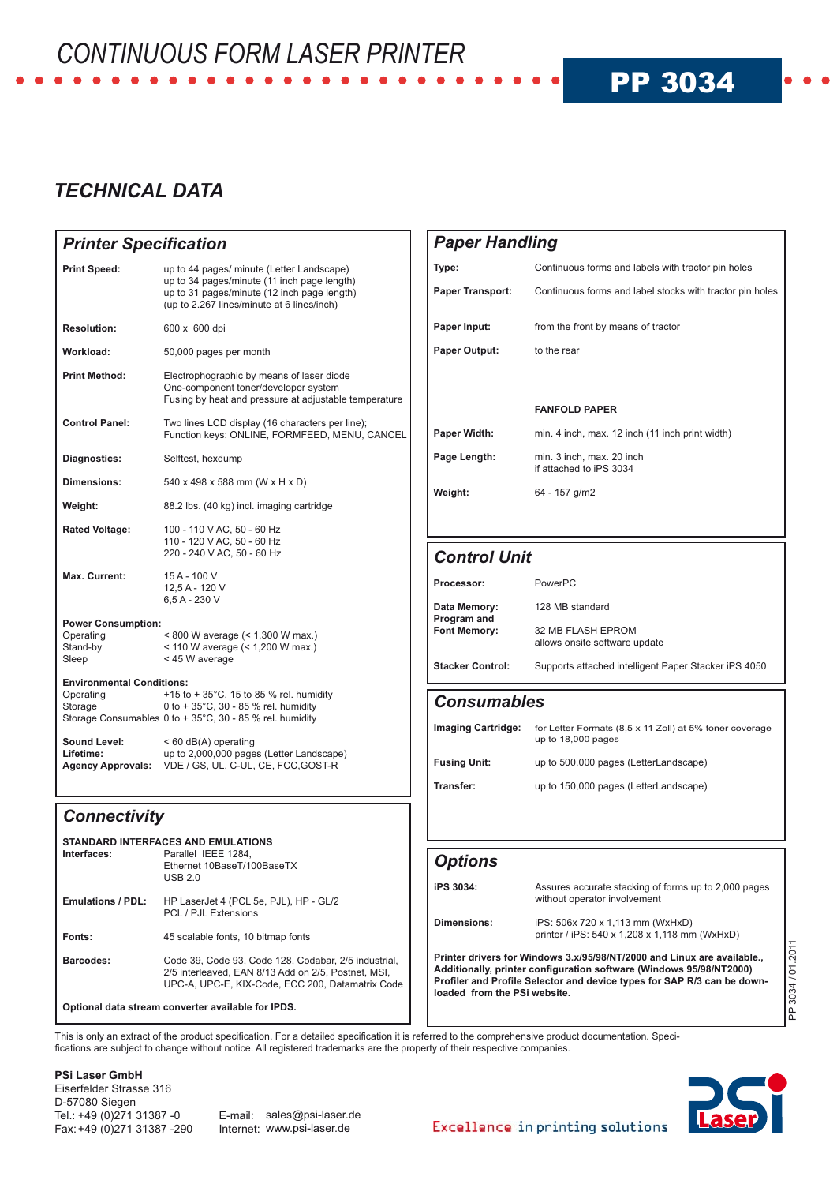# CONTINUOUS FORM LASER PRINTER

# PP 3034

## TECHNICAL DATA

### Printer Specification

| | |
|---|---|
| **Print Speed:** | up to 44 pages/ minute (Letter Landscape)<br>up to 34 pages/minute (11 inch page length)<br>up to 31 pages/minute (12 inch page length)<br>(up to 2.267 lines/minute at 6 lines/inch) |
| **Resolution:** | 600 x 600 dpi |
| **Workload:** | 50,000 pages per month |
| **Print Method:** | Electrophographic by means of laser diode<br>One-component toner/developer system<br>Fusing by heat and pressure at adjustable temperature |
| **Control Panel:** | Two lines LCD display (16 characters per line);<br>Function keys: ONLINE, FORMFEED, MENU, CANCEL |
| **Diagnostics:** | Selftest, hexdump |
| **Dimensions:** | 540 x 498 x 588 mm (W x H x D) |
| **Weight:** | 88.2 lbs. (40 kg) incl. imaging cartridge |
| **Rated Voltage:** | 100 - 110 V AC, 50 - 60 Hz<br>110 - 120 V AC, 50 - 60 Hz<br>220 - 240 V AC, 50 - 60 Hz |
| **Max. Current:** | 15 A - 100 V<br>12,5 A - 120 V<br>6,5 A - 230 V |
| **Power Consumption:** | |
| Operating | < 800 W average (< 1,300 W max.) |
| Stand-by | < 110 W average (< 1,200 W max.) |
| Sleep | < 45 W average |
| **Environmental Conditions:** | |
| Operating | +15 to + 35°C, 15 to 85 % rel. humidity |
| Storage | 0 to + 35°C, 30 - 85 % rel. humidity |
| Storage Consumables | 0 to + 35°C, 30 - 85 % rel. humidity |
| **Sound Level:** | < 60 dB(A) operating |
| **Lifetime:** | up to 2,000,000 pages (Letter Landscape) |
| **Agency Approvals:** | VDE / GS, UL, C-UL, CE, FCC,GOST-R |

### Connectivity

**STANDARD INTERFACES AND EMULATIONS**

| | |
|---|---|
| **Interfaces:** | Parallel IEEE 1284,<br>Ethernet 10BaseT/100BaseTX<br>USB 2.0 |
| **Emulations / PDL:** | HP LaserJet 4 (PCL 5e, PJL), HP - GL/2<br>PCL / PJL Extensions |
| **Fonts:** | 45 scalable fonts, 10 bitmap fonts |
| **Barcodes:** | Code 39, Code 93, Code 128, Codabar, 2/5 industrial, 2/5 interleaved, EAN 8/13 Add on 2/5, Postnet, MSI, UPC-A, UPC-E, KIX-Code, ECC 200, Datamatrix Code |

**Optional data stream converter available for IPDS.**

### Paper Handling

| | |
|---|---|
| **Type:** | Continuous forms and labels with tractor pin holes |
| **Paper Transport:** | Continuous forms and label stocks with tractor pin holes |
| **Paper Input:** | from the front by means of tractor |
| **Paper Output:** | to the rear |
| | **FANFOLD PAPER** |
| **Paper Width:** | min. 4 inch, max. 12 inch (11 inch print width) |
| **Page Length:** | min. 3 inch, max. 20 inch<br>if attached to iPS 3034 |
| **Weight:** | 64 - 157 g/m2 |

### Control Unit

| | |
|---|---|
| **Processor:** | PowerPC |
| **Data Memory:** | 128 MB standard |
| **Program and Font Memory:** | 32 MB FLASH EPROM<br>allows onsite software update |
| **Stacker Control:** | Supports attached intelligent Paper Stacker iPS 4050 |

### Consumables

| | |
|---|---|
| **Imaging Cartridge:** | for Letter Formats (8,5 x 11 Zoll) at 5% toner coverage up to 18,000 pages |
| **Fusing Unit:** | up to 500,000 pages (LetterLandscape) |
| **Transfer:** | up to 150,000 pages (LetterLandscape) |

### Options

| | |
|---|---|
| **iPS 3034:** | Assures accurate stacking of forms up to 2,000 pages without operator involvement |
| **Dimensions:** | iPS: 506x 720 x 1,113 mm (WxHxD)<br>printer / iPS: 540 x 1,208 x 1,118 mm (WxHxD) |

**Printer drivers for Windows 3.x/95/98/NT/2000 and Linux are available., Additionally, printer configuration software (Windows 95/98/NT2000) Profiler and Profile Selector and device types for SAP R/3 can be downloaded from the PSi website.**

PP 3034 / 01.2011

This is only an extract of the product specification. For a detailed specification it is referred to the comprehensive product documentation. Specifications are subject to change without notice. All registered trademarks are the property of their respective companies.

**PSi Laser GmbH**
Eiserfelder Strasse 316
D-57080 Siegen
Tel.: +49 (0)271 31387 -0
Fax: +49 (0)271 31387 -290

E-mail: sales@psi-laser.de
Internet: www.psi-laser.de

Excellence in printing solutions

PSi Laser